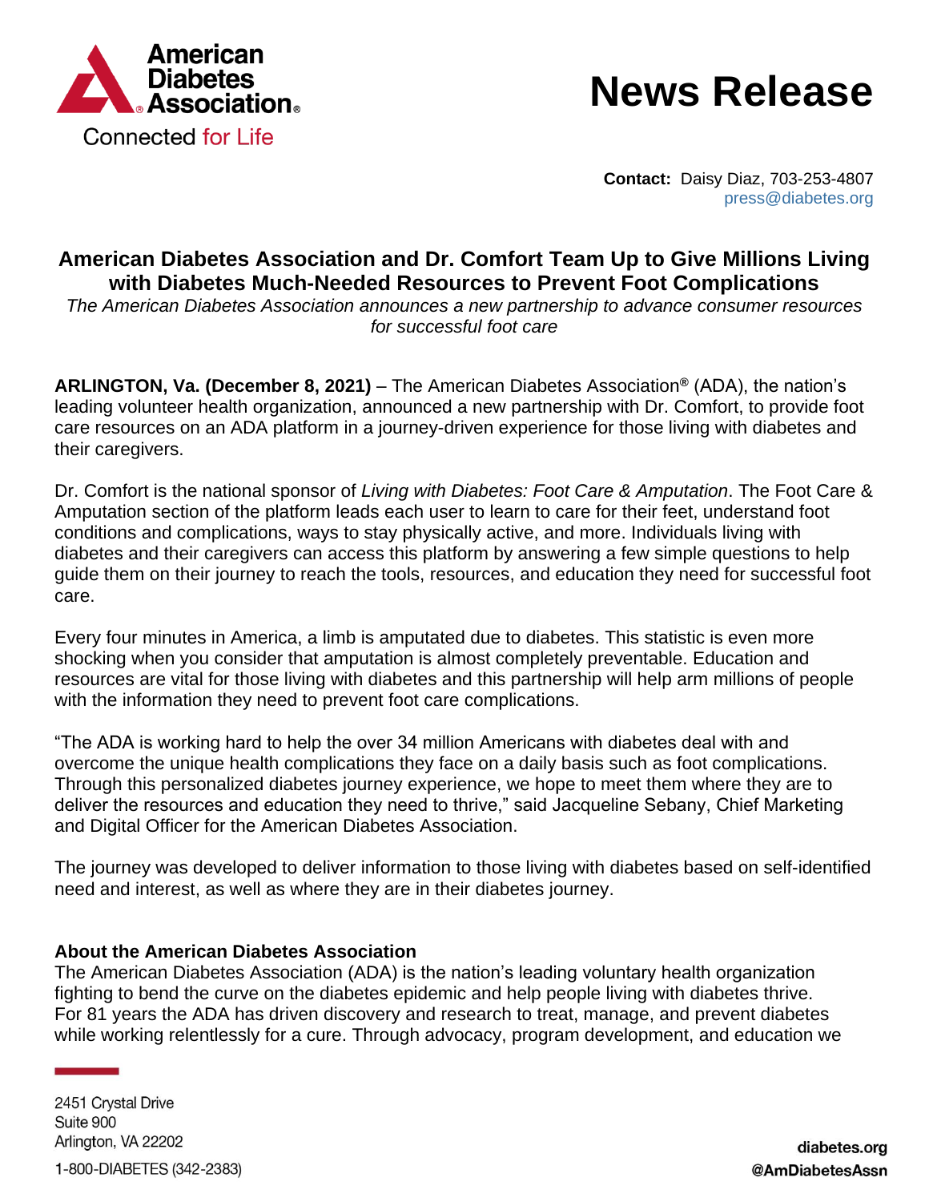American Diabetes Association®
Connected for Life

# News Release

**Contact:** Daisy Diaz, 703-253-4807
press@diabetes.org

## American Diabetes Association and Dr. Comfort Team Up to Give Millions Living with Diabetes Much-Needed Resources to Prevent Foot Complications

*The American Diabetes Association announces a new partnership to advance consumer resources for successful foot care*

**ARLINGTON, Va. (December 8, 2021)** – The American Diabetes Association® (ADA), the nation's leading volunteer health organization, announced a new partnership with Dr. Comfort, to provide foot care resources on an ADA platform in a journey-driven experience for those living with diabetes and their caregivers.

Dr. Comfort is the national sponsor of *Living with Diabetes: Foot Care & Amputation*. The Foot Care & Amputation section of the platform leads each user to learn to care for their feet, understand foot conditions and complications, ways to stay physically active, and more. Individuals living with diabetes and their caregivers can access this platform by answering a few simple questions to help guide them on their journey to reach the tools, resources, and education they need for successful foot care.

Every four minutes in America, a limb is amputated due to diabetes. This statistic is even more shocking when you consider that amputation is almost completely preventable. Education and resources are vital for those living with diabetes and this partnership will help arm millions of people with the information they need to prevent foot care complications.

"The ADA is working hard to help the over 34 million Americans with diabetes deal with and overcome the unique health complications they face on a daily basis such as foot complications. Through this personalized diabetes journey experience, we hope to meet them where they are to deliver the resources and education they need to thrive," said Jacqueline Sebany, Chief Marketing and Digital Officer for the American Diabetes Association.

The journey was developed to deliver information to those living with diabetes based on self-identified need and interest, as well as where they are in their diabetes journey.

### About the American Diabetes Association

The American Diabetes Association (ADA) is the nation's leading voluntary health organization fighting to bend the curve on the diabetes epidemic and help people living with diabetes thrive. For 81 years the ADA has driven discovery and research to treat, manage, and prevent diabetes while working relentlessly for a cure. Through advocacy, program development, and education we

2451 Crystal Drive
Suite 900
Arlington, VA 22202
1-800-DIABETES (342-2383)

diabetes.org
@AmDiabetesAssn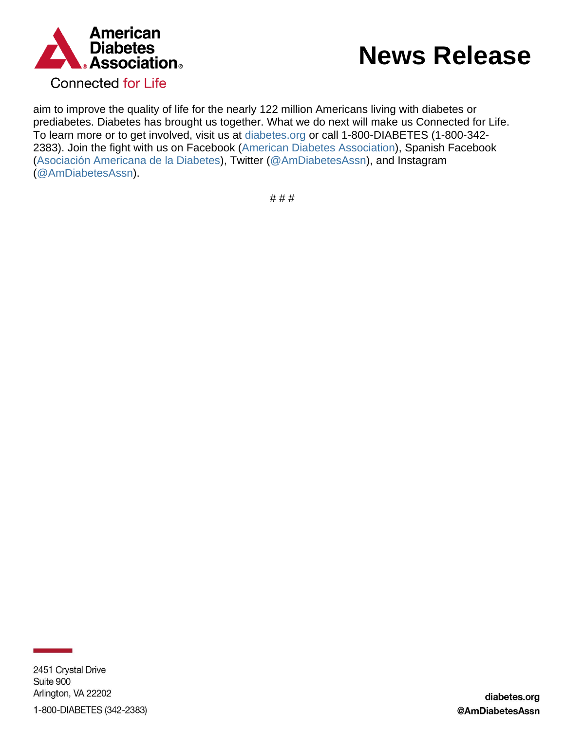aim to improve the quality of life for the nearly 122 million Americans living with diabetes or prediabetes. Diabetes has brought us together. What we do next will make us Connected for Life. To learn more or to get involved, visit us at diabetes.org or call 1-800-DIABETES (1-800-342-2383). Join the fight with us on Facebook (American Diabetes Association), Spanish Facebook (Asociación Americana de la Diabetes), Twitter (@AmDiabetesAssn), and Instagram (@AmDiabetesAssn).

# # #